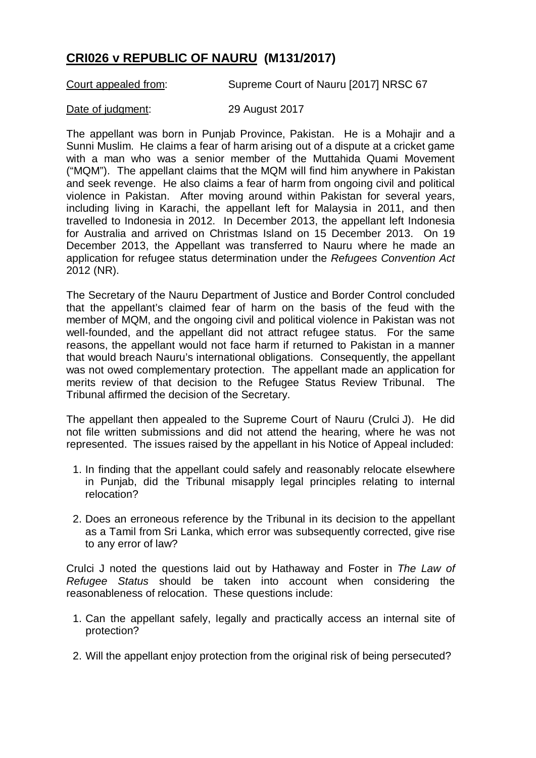# **CRI026 v REPUBLIC OF NAURU (M131/2017)**

Court appealed from: Supreme Court of Nauru [2017] NRSC 67

Date of judgment: 29 August 2017

The appellant was born in Punjab Province, Pakistan. He is a Mohajir and a Sunni Muslim. He claims a fear of harm arising out of a dispute at a cricket game with a man who was a senior member of the Muttahida Quami Movement ("MQM"). The appellant claims that the MQM will find him anywhere in Pakistan and seek revenge. He also claims a fear of harm from ongoing civil and political violence in Pakistan. After moving around within Pakistan for several years, including living in Karachi, the appellant left for Malaysia in 2011, and then travelled to Indonesia in 2012. In December 2013, the appellant left Indonesia for Australia and arrived on Christmas Island on 15 December 2013. On 19 December 2013, the Appellant was transferred to Nauru where he made an application for refugee status determination under the *Refugees Convention Act* 2012 (NR).

The Secretary of the Nauru Department of Justice and Border Control concluded that the appellant's claimed fear of harm on the basis of the feud with the member of MQM, and the ongoing civil and political violence in Pakistan was not well-founded, and the appellant did not attract refugee status. For the same reasons, the appellant would not face harm if returned to Pakistan in a manner that would breach Nauru's international obligations. Consequently, the appellant was not owed complementary protection. The appellant made an application for merits review of that decision to the Refugee Status Review Tribunal. The Tribunal affirmed the decision of the Secretary.

The appellant then appealed to the Supreme Court of Nauru (Crulci J). He did not file written submissions and did not attend the hearing, where he was not represented. The issues raised by the appellant in his Notice of Appeal included:

1. In finding that the appellant could safely and reasonably relocate elsewhere in Punjab, did the Tribunal misapply legal principles relating to internal relocation?
2. Does an erroneous reference by the Tribunal in its decision to the appellant as a Tamil from Sri Lanka, which error was subsequently corrected, give rise to any error of law?

Crulci J noted the questions laid out by Hathaway and Foster in *The Law of Refugee Status* should be taken into account when considering the reasonableness of relocation. These questions include:

1. Can the appellant safely, legally and practically access an internal site of protection?
2. Will the appellant enjoy protection from the original risk of being persecuted?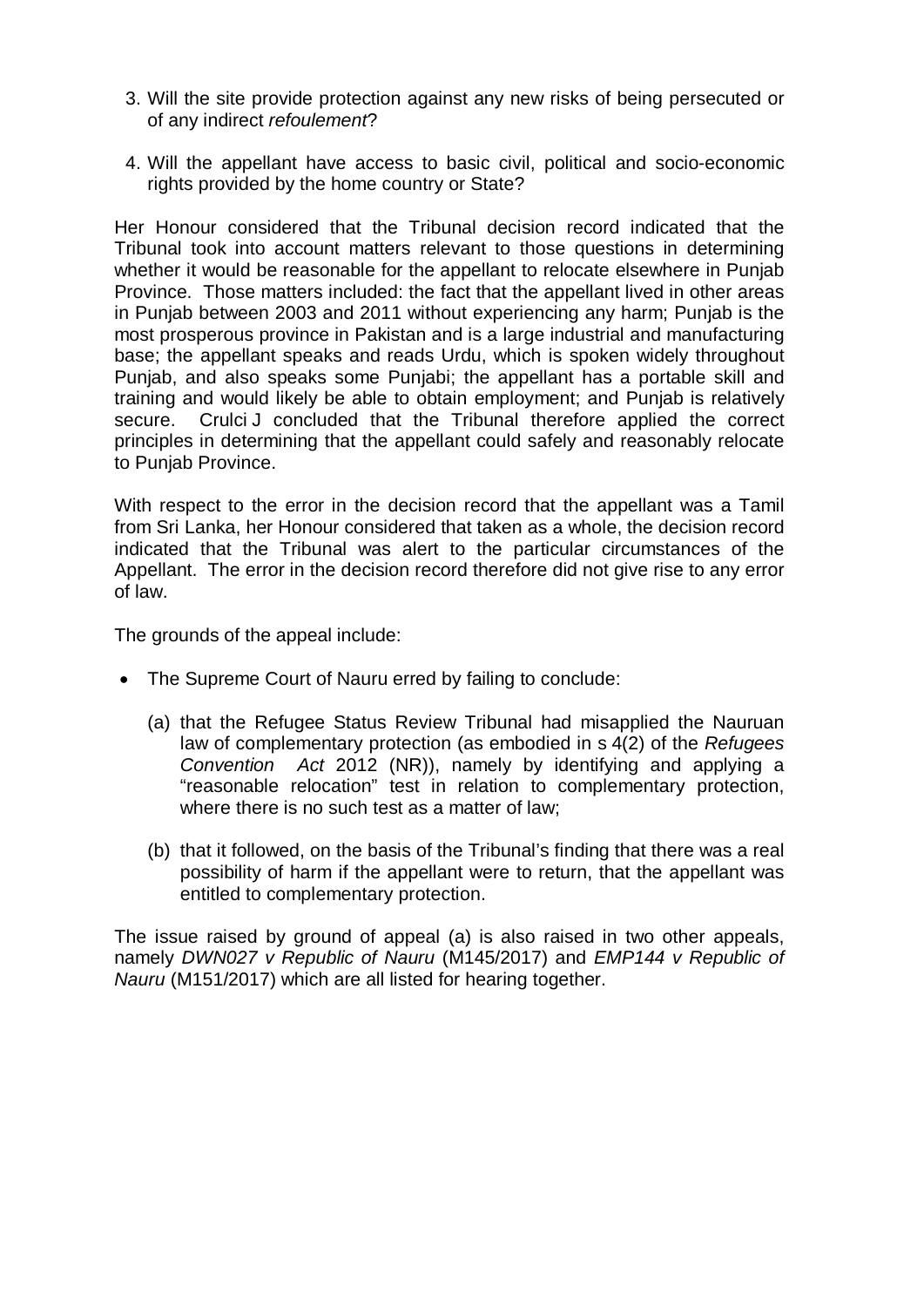3. Will the site provide protection against any new risks of being persecuted or of any indirect *refoulement*?

4. Will the appellant have access to basic civil, political and socio-economic rights provided by the home country or State?

Her Honour considered that the Tribunal decision record indicated that the Tribunal took into account matters relevant to those questions in determining whether it would be reasonable for the appellant to relocate elsewhere in Punjab Province. Those matters included: the fact that the appellant lived in other areas in Punjab between 2003 and 2011 without experiencing any harm; Punjab is the most prosperous province in Pakistan and is a large industrial and manufacturing base; the appellant speaks and reads Urdu, which is spoken widely throughout Punjab, and also speaks some Punjabi; the appellant has a portable skill and training and would likely be able to obtain employment; and Punjab is relatively secure. Crulci J concluded that the Tribunal therefore applied the correct principles in determining that the appellant could safely and reasonably relocate to Punjab Province.

With respect to the error in the decision record that the appellant was a Tamil from Sri Lanka, her Honour considered that taken as a whole, the decision record indicated that the Tribunal was alert to the particular circumstances of the Appellant. The error in the decision record therefore did not give rise to any error of law.

The grounds of the appeal include:

- The Supreme Court of Nauru erred by failing to conclude:

  (a) that the Refugee Status Review Tribunal had misapplied the Nauruan law of complementary protection (as embodied in s 4(2) of the *Refugees Convention Act* 2012 (NR)), namely by identifying and applying a "reasonable relocation" test in relation to complementary protection, where there is no such test as a matter of law;

  (b) that it followed, on the basis of the Tribunal's finding that there was a real possibility of harm if the appellant were to return, that the appellant was entitled to complementary protection.

The issue raised by ground of appeal (a) is also raised in two other appeals, namely *DWN027 v Republic of Nauru* (M145/2017) and *EMP144 v Republic of Nauru* (M151/2017) which are all listed for hearing together.